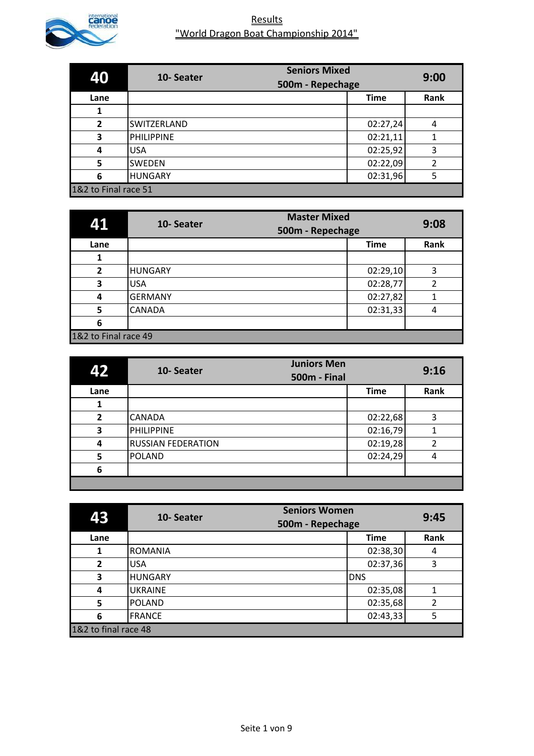# Results

## "World Dragon Boat Championship 2014"

| 40 | 10- Seater | Seniors Mixed 500m - Repechage | 9:00 |
|---|---|---|---|
| **Lane** | | **Time** | **Rank** |
| 1 | | | |
| 2 | SWITZERLAND | 02:27,24 | 4 |
| 3 | PHILIPPINE | 02:21,11 | 1 |
| 4 | USA | 02:25,92 | 3 |
| 5 | SWEDEN | 02:22,09 | 2 |
| 6 | HUNGARY | 02:31,96 | 5 |
| 1&2 to Final race 51 | | | |

| 41 | 10- Seater | Master Mixed 500m - Repechage | 9:08 |
|---|---|---|---|
| **Lane** | | **Time** | **Rank** |
| 1 | | | |
| 2 | HUNGARY | 02:29,10 | 3 |
| 3 | USA | 02:28,77 | 2 |
| 4 | GERMANY | 02:27,82 | 1 |
| 5 | CANADA | 02:31,33 | 4 |
| 6 | | | |
| 1&2 to Final race 49 | | | |

| 42 | 10- Seater | Juniors Men 500m - Final | 9:16 |
|---|---|---|---|
| **Lane** | | **Time** | **Rank** |
| 1 | | | |
| 2 | CANADA | 02:22,68 | 3 |
| 3 | PHILIPPINE | 02:16,79 | 1 |
| 4 | RUSSIAN FEDERATION | 02:19,28 | 2 |
| 5 | POLAND | 02:24,29 | 4 |
| 6 | | | |

| 43 | 10- Seater | Seniors Women 500m - Repechage | 9:45 |
|---|---|---|---|
| **Lane** | | **Time** | **Rank** |
| 1 | ROMANIA | 02:38,30 | 4 |
| 2 | USA | 02:37,36 | 3 |
| 3 | HUNGARY | DNS | |
| 4 | UKRAINE | 02:35,08 | 1 |
| 5 | POLAND | 02:35,68 | 2 |
| 6 | FRANCE | 02:43,33 | 5 |
| 1&2 to final race 48 | | | |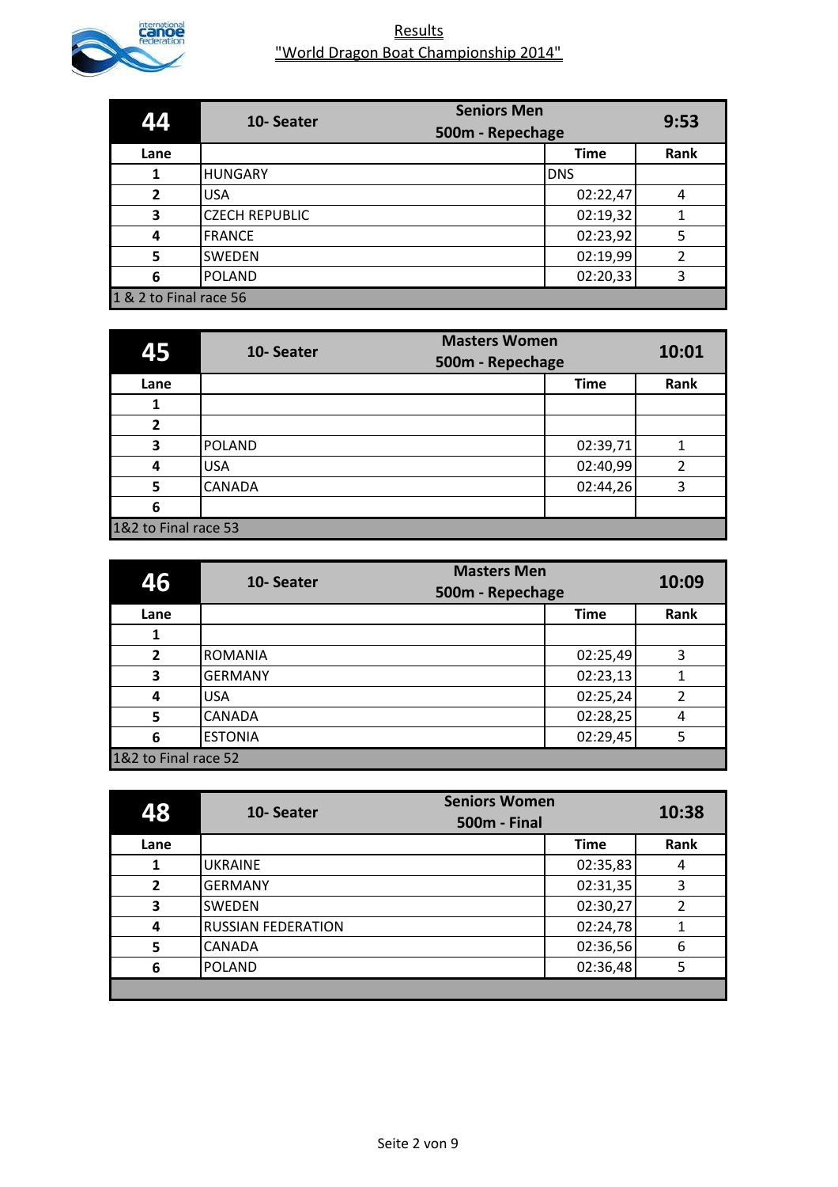# Results
## "World Dragon Boat Championship 2014"

| 44 | 10- Seater | Seniors Men 500m - Repechage | 9:53 |
|---|---|---|---|
| **Lane** | | **Time** | **Rank** |
| 1 | HUNGARY | DNS | |
| 2 | USA | 02:22,47 | 4 |
| 3 | CZECH REPUBLIC | 02:19,32 | 1 |
| 4 | FRANCE | 02:23,92 | 5 |
| 5 | SWEDEN | 02:19,99 | 2 |
| 6 | POLAND | 02:20,33 | 3 |
| 1 & 2 to Final race 56 | | | |

| 45 | 10- Seater | Masters Women 500m - Repechage | 10:01 |
|---|---|---|---|
| **Lane** | | **Time** | **Rank** |
| 1 | | | |
| 2 | | | |
| 3 | POLAND | 02:39,71 | 1 |
| 4 | USA | 02:40,99 | 2 |
| 5 | CANADA | 02:44,26 | 3 |
| 6 | | | |
| 1&2 to Final race 53 | | | |

| 46 | 10- Seater | Masters Men 500m - Repechage | 10:09 |
|---|---|---|---|
| **Lane** | | **Time** | **Rank** |
| 1 | | | |
| 2 | ROMANIA | 02:25,49 | 3 |
| 3 | GERMANY | 02:23,13 | 1 |
| 4 | USA | 02:25,24 | 2 |
| 5 | CANADA | 02:28,25 | 4 |
| 6 | ESTONIA | 02:29,45 | 5 |
| 1&2 to Final race 52 | | | |

| 48 | 10- Seater | Seniors Women 500m - Final | 10:38 |
|---|---|---|---|
| **Lane** | | **Time** | **Rank** |
| 1 | UKRAINE | 02:35,83 | 4 |
| 2 | GERMANY | 02:31,35 | 3 |
| 3 | SWEDEN | 02:30,27 | 2 |
| 4 | RUSSIAN FEDERATION | 02:24,78 | 1 |
| 5 | CANADA | 02:36,56 | 6 |
| 6 | POLAND | 02:36,48 | 5 |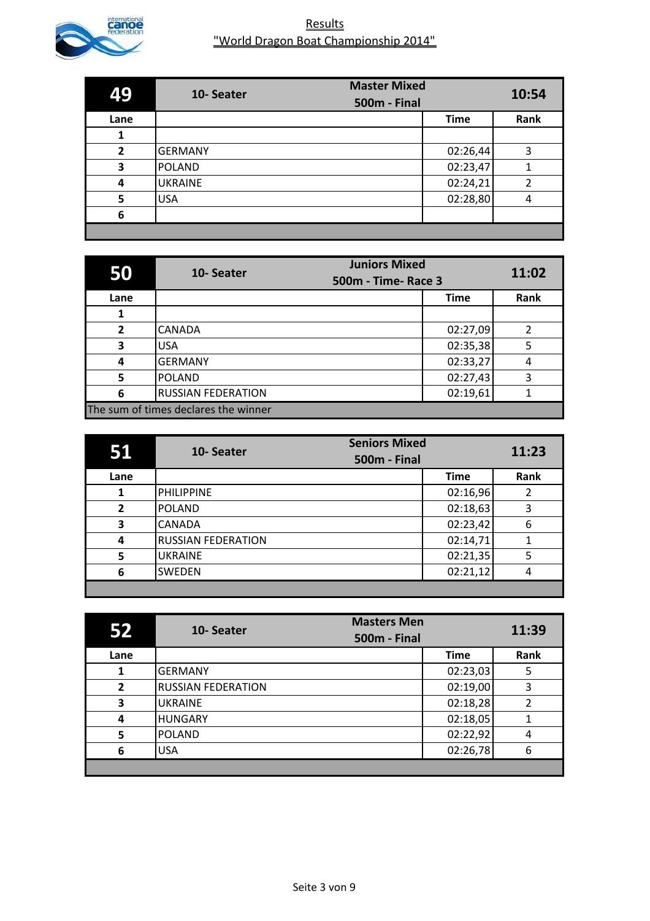# Results
## "World Dragon Boat Championship 2014"

| 49 | 10- Seater | Master Mixed 500m - Final | 10:54 |
|---|---|---|---|
| **Lane** | | **Time** | **Rank** |
| **1** | | | |
| **2** | GERMANY | 02:26,44 | 3 |
| **3** | POLAND | 02:23,47 | 1 |
| **4** | UKRAINE | 02:24,21 | 2 |
| **5** | USA | 02:28,80 | 4 |
| **6** | | | |

| 50 | 10- Seater | Juniors Mixed 500m - Time- Race 3 | 11:02 |
|---|---|---|---|
| **Lane** | | **Time** | **Rank** |
| **1** | | | |
| **2** | CANADA | 02:27,09 | 2 |
| **3** | USA | 02:35,38 | 5 |
| **4** | GERMANY | 02:33,27 | 4 |
| **5** | POLAND | 02:27,43 | 3 |
| **6** | RUSSIAN FEDERATION | 02:19,61 | 1 |
| The sum of times declares the winner | | | |

| 51 | 10- Seater | Seniors Mixed 500m - Final | 11:23 |
|---|---|---|---|
| **Lane** | | **Time** | **Rank** |
| **1** | PHILIPPINE | 02:16,96 | 2 |
| **2** | POLAND | 02:18,63 | 3 |
| **3** | CANADA | 02:23,42 | 6 |
| **4** | RUSSIAN FEDERATION | 02:14,71 | 1 |
| **5** | UKRAINE | 02:21,35 | 5 |
| **6** | SWEDEN | 02:21,12 | 4 |

| 52 | 10- Seater | Masters Men 500m - Final | 11:39 |
|---|---|---|---|
| **Lane** | | **Time** | **Rank** |
| **1** | GERMANY | 02:23,03 | 5 |
| **2** | RUSSIAN FEDERATION | 02:19,00 | 3 |
| **3** | UKRAINE | 02:18,28 | 2 |
| **4** | HUNGARY | 02:18,05 | 1 |
| **5** | POLAND | 02:22,92 | 4 |
| **6** | USA | 02:26,78 | 6 |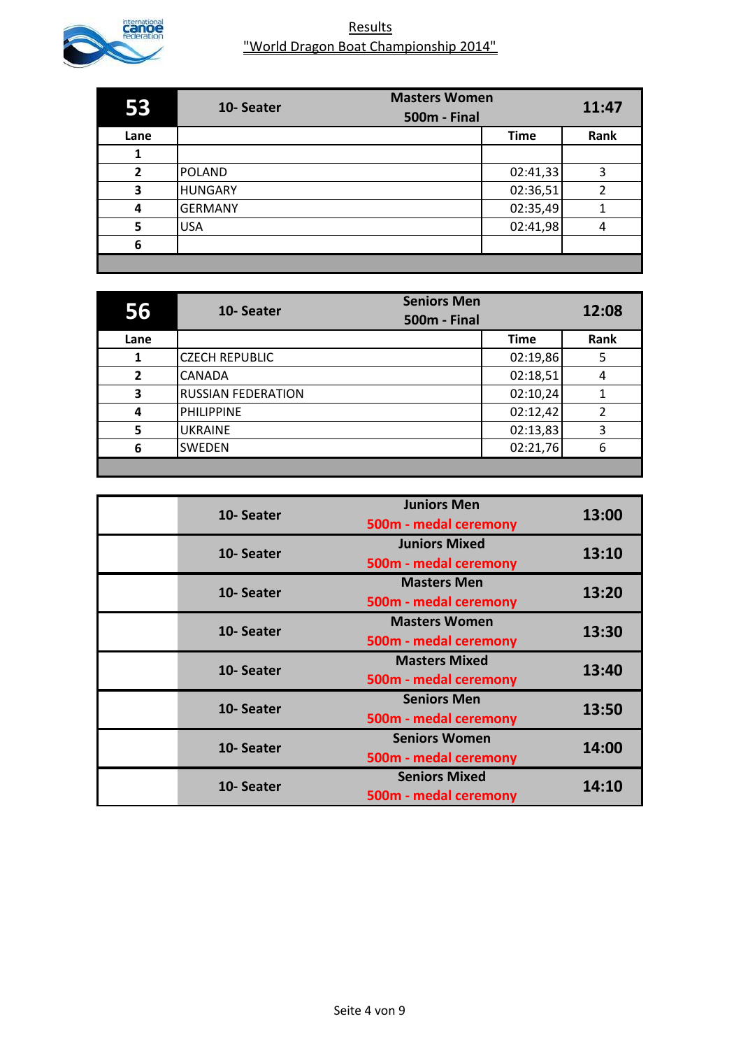# Results
## "World Dragon Boat Championship 2014"

| 53 | 10- Seater | Masters Women 500m - Final | 11:47 |
|---|---|---|---|
| Lane | | Time | Rank |
| 1 | | | |
| 2 | POLAND | 02:41,33 | 3 |
| 3 | HUNGARY | 02:36,51 | 2 |
| 4 | GERMANY | 02:35,49 | 1 |
| 5 | USA | 02:41,98 | 4 |
| 6 | | | |

| 56 | 10- Seater | Seniors Men 500m - Final | 12:08 |
|---|---|---|---|
| Lane | | Time | Rank |
| 1 | CZECH REPUBLIC | 02:19,86 | 5 |
| 2 | CANADA | 02:18,51 | 4 |
| 3 | RUSSIAN FEDERATION | 02:10,24 | 1 |
| 4 | PHILIPPINE | 02:12,42 | 2 |
| 5 | UKRAINE | 02:13,83 | 3 |
| 6 | SWEDEN | 02:21,76 | 6 |

| | | | |
|---|---|---|---|
| | 10- Seater | Juniors Men 500m - medal ceremony | 13:00 |
| | 10- Seater | Juniors Mixed 500m - medal ceremony | 13:10 |
| | 10- Seater | Masters Men 500m - medal ceremony | 13:20 |
| | 10- Seater | Masters Women 500m - medal ceremony | 13:30 |
| | 10- Seater | Masters Mixed 500m - medal ceremony | 13:40 |
| | 10- Seater | Seniors Men 500m - medal ceremony | 13:50 |
| | 10- Seater | Seniors Women 500m - medal ceremony | 14:00 |
| | 10- Seater | Seniors Mixed 500m - medal ceremony | 14:10 |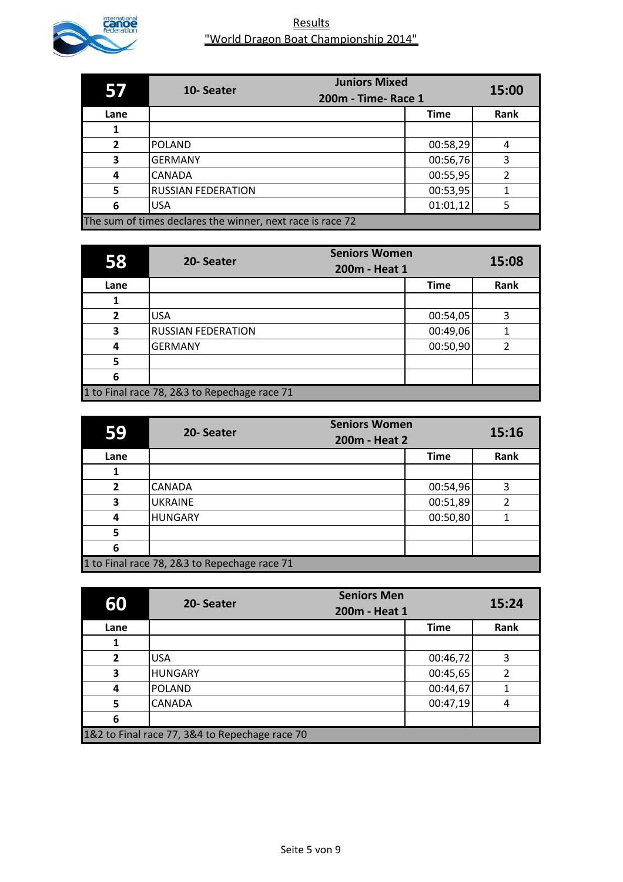# Results
## "World Dragon Boat Championship 2014"

| 57 | 10- Seater | Juniors Mixed 200m - Time- Race 1 | 15:00 |
|---|---|---|---|
| Lane | | Time | Rank |
| 1 | | | |
| 2 | POLAND | 00:58,29 | 4 |
| 3 | GERMANY | 00:56,76 | 3 |
| 4 | CANADA | 00:55,95 | 2 |
| 5 | RUSSIAN FEDERATION | 00:53,95 | 1 |
| 6 | USA | 01:01,12 | 5 |
| The sum of times declares the winner, next race is race 72 | | | |

| 58 | 20- Seater | Seniors Women 200m - Heat 1 | 15:08 |
|---|---|---|---|
| Lane | | Time | Rank |
| 1 | | | |
| 2 | USA | 00:54,05 | 3 |
| 3 | RUSSIAN FEDERATION | 00:49,06 | 1 |
| 4 | GERMANY | 00:50,90 | 2 |
| 5 | | | |
| 6 | | | |
| 1 to Final race 78, 2&3 to Repechage race 71 | | | |

| 59 | 20- Seater | Seniors Women 200m - Heat 2 | 15:16 |
|---|---|---|---|
| Lane | | Time | Rank |
| 1 | | | |
| 2 | CANADA | 00:54,96 | 3 |
| 3 | UKRAINE | 00:51,89 | 2 |
| 4 | HUNGARY | 00:50,80 | 1 |
| 5 | | | |
| 6 | | | |
| 1 to Final race 78, 2&3 to Repechage race 71 | | | |

| 60 | 20- Seater | Seniors Men 200m - Heat 1 | 15:24 |
|---|---|---|---|
| Lane | | Time | Rank |
| 1 | | | |
| 2 | USA | 00:46,72 | 3 |
| 3 | HUNGARY | 00:45,65 | 2 |
| 4 | POLAND | 00:44,67 | 1 |
| 5 | CANADA | 00:47,19 | 4 |
| 6 | | | |
| 1&2 to Final race 77, 3&4 to Repechage race 70 | | | |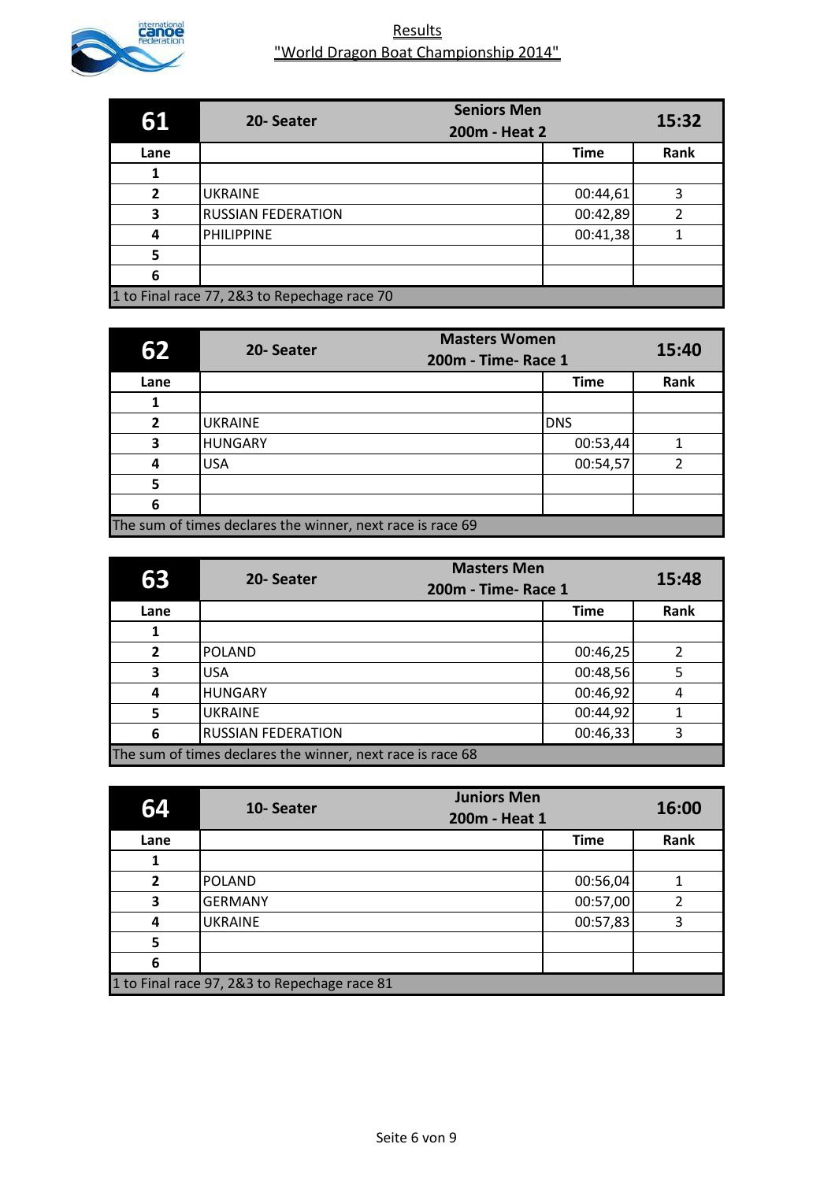# Results

"World Dragon Boat Championship 2014"

| 61 | 20- Seater | Seniors Men 200m - Heat 2 | 15:32 |
|---|---|---|---|
| Lane | | Time | Rank |
| 1 | | | |
| 2 | UKRAINE | 00:44,61 | 3 |
| 3 | RUSSIAN FEDERATION | 00:42,89 | 2 |
| 4 | PHILIPPINE | 00:41,38 | 1 |
| 5 | | | |
| 6 | | | |
| 1 to Final race 77, 2&3 to Repechage race 70 | | | |

| 62 | 20- Seater | Masters Women 200m - Time- Race 1 | 15:40 |
|---|---|---|---|
| Lane | | Time | Rank |
| 1 | | | |
| 2 | UKRAINE | DNS | |
| 3 | HUNGARY | 00:53,44 | 1 |
| 4 | USA | 00:54,57 | 2 |
| 5 | | | |
| 6 | | | |
| The sum of times declares the winner, next race is race 69 | | | |

| 63 | 20- Seater | Masters Men 200m - Time- Race 1 | 15:48 |
|---|---|---|---|
| Lane | | Time | Rank |
| 1 | | | |
| 2 | POLAND | 00:46,25 | 2 |
| 3 | USA | 00:48,56 | 5 |
| 4 | HUNGARY | 00:46,92 | 4 |
| 5 | UKRAINE | 00:44,92 | 1 |
| 6 | RUSSIAN FEDERATION | 00:46,33 | 3 |
| The sum of times declares the winner, next race is race 68 | | | |

| 64 | 10- Seater | Juniors Men 200m - Heat 1 | 16:00 |
|---|---|---|---|
| Lane | | Time | Rank |
| 1 | | | |
| 2 | POLAND | 00:56,04 | 1 |
| 3 | GERMANY | 00:57,00 | 2 |
| 4 | UKRAINE | 00:57,83 | 3 |
| 5 | | | |
| 6 | | | |
| 1 to Final race 97, 2&3 to Repechage race 81 | | | |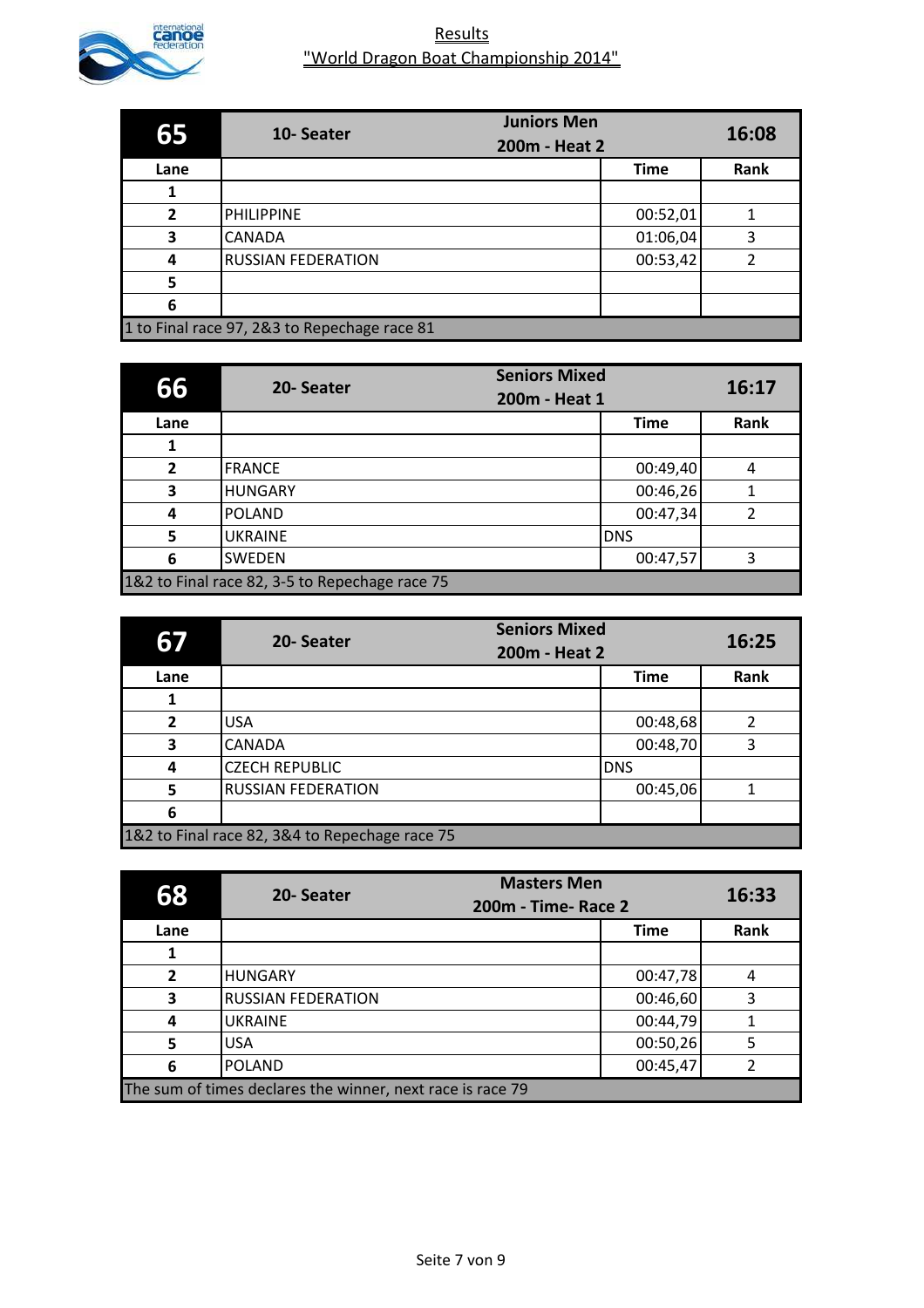# Results
## "World Dragon Boat Championship 2014"

| 65 | 10- Seater | Juniors Men 200m - Heat 2 | 16:08 |
|---|---|---|---|
| **Lane** | | **Time** | **Rank** |
| 1 | | | |
| 2 | PHILIPPINE | 00:52,01 | 1 |
| 3 | CANADA | 01:06,04 | 3 |
| 4 | RUSSIAN FEDERATION | 00:53,42 | 2 |
| 5 | | | |
| 6 | | | |

1 to Final race 97, 2&3 to Repechage race 81

| 66 | 20- Seater | Seniors Mixed 200m - Heat 1 | 16:17 |
|---|---|---|---|
| **Lane** | | **Time** | **Rank** |
| 1 | | | |
| 2 | FRANCE | 00:49,40 | 4 |
| 3 | HUNGARY | 00:46,26 | 1 |
| 4 | POLAND | 00:47,34 | 2 |
| 5 | UKRAINE | DNS | |
| 6 | SWEDEN | 00:47,57 | 3 |

1&2 to Final race 82, 3-5 to Repechage race 75

| 67 | 20- Seater | Seniors Mixed 200m - Heat 2 | 16:25 |
|---|---|---|---|
| **Lane** | | **Time** | **Rank** |
| 1 | | | |
| 2 | USA | 00:48,68 | 2 |
| 3 | CANADA | 00:48,70 | 3 |
| 4 | CZECH REPUBLIC | DNS | |
| 5 | RUSSIAN FEDERATION | 00:45,06 | 1 |
| 6 | | | |

1&2 to Final race 82, 3&4 to Repechage race 75

| 68 | 20- Seater | Masters Men 200m - Time- Race 2 | 16:33 |
|---|---|---|---|
| **Lane** | | **Time** | **Rank** |
| 1 | | | |
| 2 | HUNGARY | 00:47,78 | 4 |
| 3 | RUSSIAN FEDERATION | 00:46,60 | 3 |
| 4 | UKRAINE | 00:44,79 | 1 |
| 5 | USA | 00:50,26 | 5 |
| 6 | POLAND | 00:45,47 | 2 |

The sum of times declares the winner, next race is race 79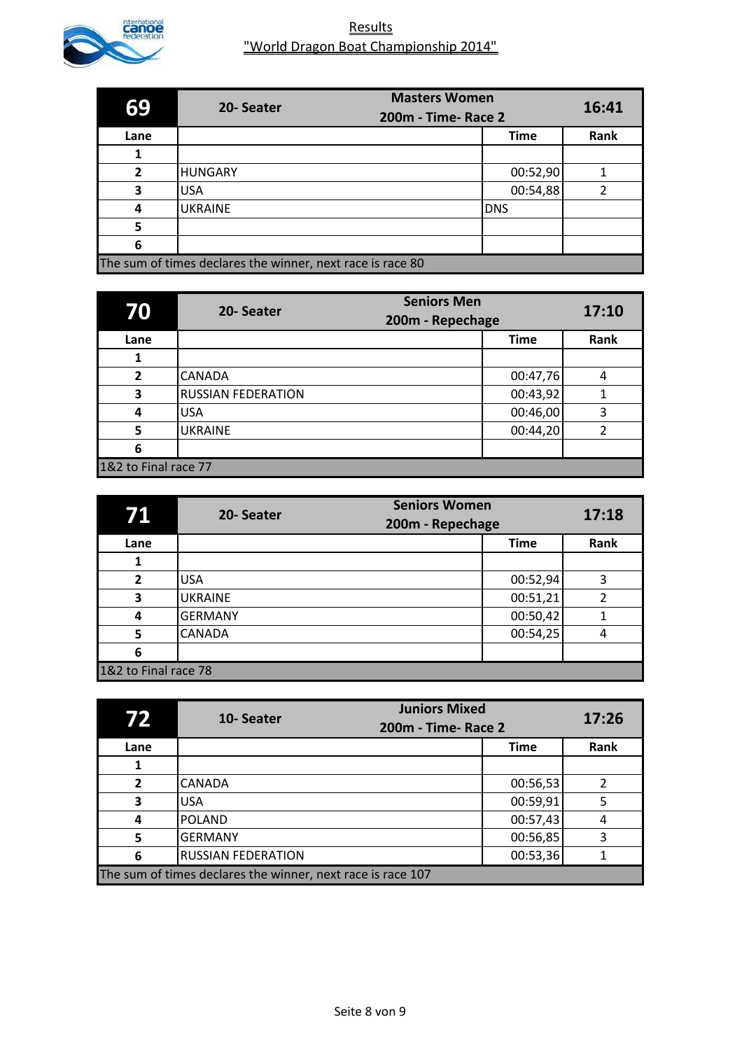# Results
## "World Dragon Boat Championship 2014"

| 69 | 20- Seater | Masters Women 200m - Time- Race 2 | 16:41 |
|---|---|---|---|
| **Lane** | | **Time** | **Rank** |
| 1 | | | |
| 2 | HUNGARY | 00:52,90 | 1 |
| 3 | USA | 00:54,88 | 2 |
| 4 | UKRAINE | DNS | |
| 5 | | | |
| 6 | | | |
| The sum of times declares the winner, next race is race 80 | | | |

| 70 | 20- Seater | Seniors Men 200m - Repechage | 17:10 |
|---|---|---|---|
| **Lane** | | **Time** | **Rank** |
| 1 | | | |
| 2 | CANADA | 00:47,76 | 4 |
| 3 | RUSSIAN FEDERATION | 00:43,92 | 1 |
| 4 | USA | 00:46,00 | 3 |
| 5 | UKRAINE | 00:44,20 | 2 |
| 6 | | | |
| 1&2 to Final race 77 | | | |

| 71 | 20- Seater | Seniors Women 200m - Repechage | 17:18 |
|---|---|---|---|
| **Lane** | | **Time** | **Rank** |
| 1 | | | |
| 2 | USA | 00:52,94 | 3 |
| 3 | UKRAINE | 00:51,21 | 2 |
| 4 | GERMANY | 00:50,42 | 1 |
| 5 | CANADA | 00:54,25 | 4 |
| 6 | | | |
| 1&2 to Final race 78 | | | |

| 72 | 10- Seater | Juniors Mixed 200m - Time- Race 2 | 17:26 |
|---|---|---|---|
| **Lane** | | **Time** | **Rank** |
| 1 | | | |
| 2 | CANADA | 00:56,53 | 2 |
| 3 | USA | 00:59,91 | 5 |
| 4 | POLAND | 00:57,43 | 4 |
| 5 | GERMANY | 00:56,85 | 3 |
| 6 | RUSSIAN FEDERATION | 00:53,36 | 1 |
| The sum of times declares the winner, next race is race 107 | | | |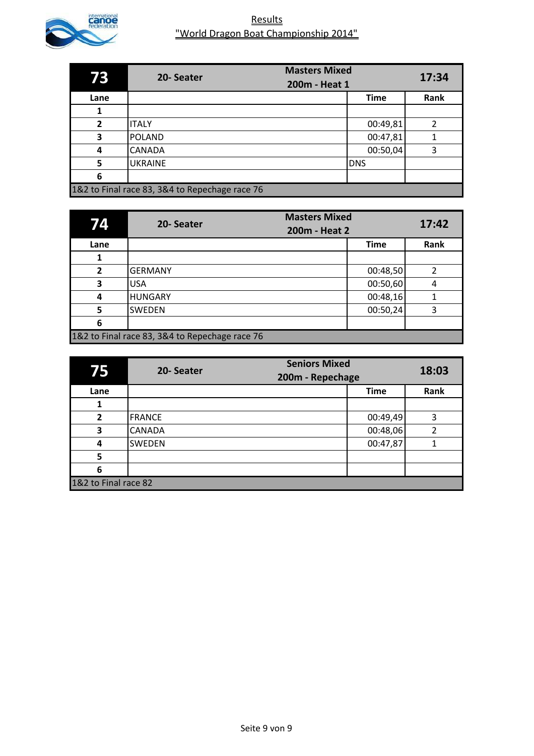# Results

## "World Dragon Boat Championship 2014"

| 73 | 20- Seater | Masters Mixed 200m - Heat 1 | 17:34 |
|---|---|---|---|
| Lane | | Time | Rank |
| 1 | | | |
| 2 | ITALY | 00:49,81 | 2 |
| 3 | POLAND | 00:47,81 | 1 |
| 4 | CANADA | 00:50,04 | 3 |
| 5 | UKRAINE | DNS | |
| 6 | | | |
| 1&2 to Final race 83, 3&4 to Repechage race 76 | | | |

| 74 | 20- Seater | Masters Mixed 200m - Heat 2 | 17:42 |
|---|---|---|---|
| Lane | | Time | Rank |
| 1 | | | |
| 2 | GERMANY | 00:48,50 | 2 |
| 3 | USA | 00:50,60 | 4 |
| 4 | HUNGARY | 00:48,16 | 1 |
| 5 | SWEDEN | 00:50,24 | 3 |
| 6 | | | |
| 1&2 to Final race 83, 3&4 to Repechage race 76 | | | |

| 75 | 20- Seater | Seniors Mixed 200m - Repechage | 18:03 |
|---|---|---|---|
| Lane | | Time | Rank |
| 1 | | | |
| 2 | FRANCE | 00:49,49 | 3 |
| 3 | CANADA | 00:48,06 | 2 |
| 4 | SWEDEN | 00:47,87 | 1 |
| 5 | | | |
| 6 | | | |
| 1&2 to Final race 82 | | | |